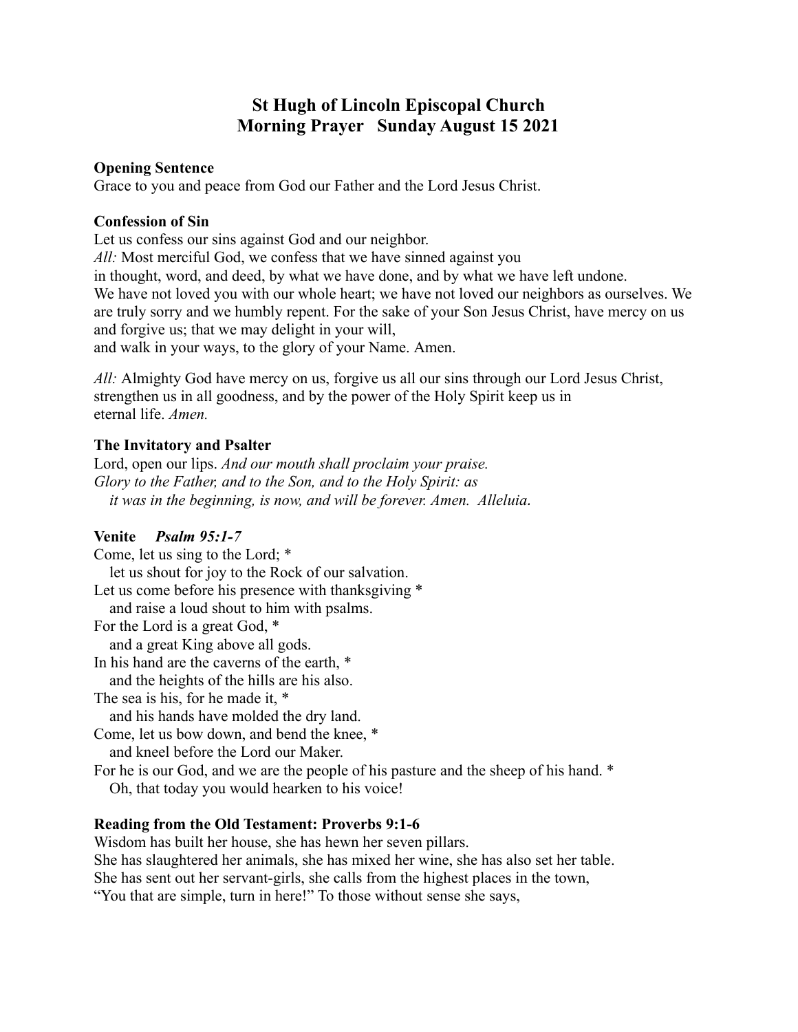# St Hugh of Lincoln Episcopal Church
# Morning Prayer   Sunday August 15 2021

**Opening Sentence**
Grace to you and peace from God our Father and the Lord Jesus Christ.

**Confession of Sin**
Let us confess our sins against God and our neighbor.
*All:* Most merciful God, we confess that we have sinned against you
in thought, word, and deed, by what we have done, and by what we have left undone.
We have not loved you with our whole heart; we have not loved our neighbors as ourselves. We are truly sorry and we humbly repent. For the sake of your Son Jesus Christ, have mercy on us and forgive us; that we may delight in your will,
and walk in your ways, to the glory of your Name. Amen.

*All:* Almighty God have mercy on us, forgive us all our sins through our Lord Jesus Christ, strengthen us in all goodness, and by the power of the Holy Spirit keep us in
eternal life. *Amen.*

**The Invitatory and Psalter**
Lord, open our lips. *And our mouth shall proclaim your praise.*
*Glory to the Father, and to the Son, and to the Holy Spirit: as*
*it was in the beginning, is now, and will be forever. Amen. Alleluia.*

**Venite** ***Psalm 95:1-7***
Come, let us sing to the Lord; *
let us shout for joy to the Rock of our salvation.
Let us come before his presence with thanksgiving *
and raise a loud shout to him with psalms.
For the Lord is a great God, *
and a great King above all gods.
In his hand are the caverns of the earth, *
and the heights of the hills are his also.
The sea is his, for he made it, *
and his hands have molded the dry land.
Come, let us bow down, and bend the knee, *
and kneel before the Lord our Maker.
For he is our God, and we are the people of his pasture and the sheep of his hand. *
Oh, that today you would hearken to his voice!

**Reading from the Old Testament: Proverbs 9:1-6**
Wisdom has built her house, she has hewn her seven pillars.
She has slaughtered her animals, she has mixed her wine, she has also set her table.
She has sent out her servant-girls, she calls from the highest places in the town,
"You that are simple, turn in here!" To those without sense she says,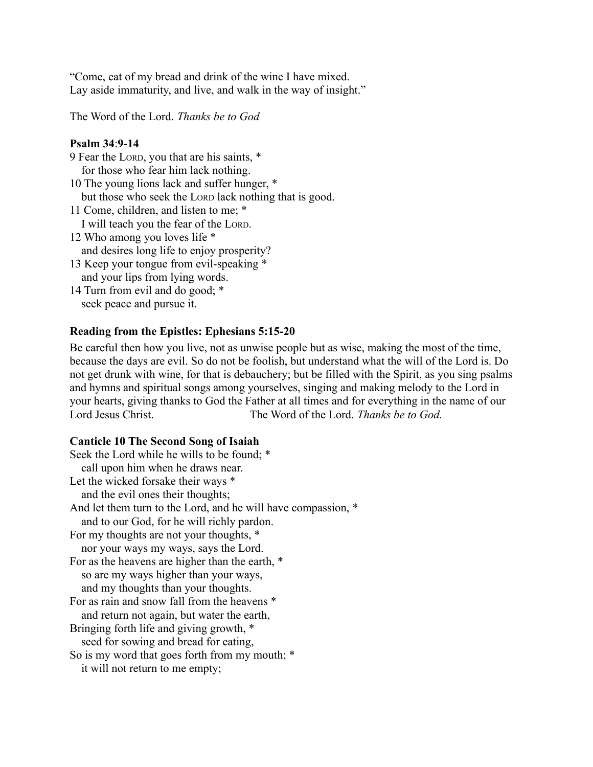"Come, eat of my bread and drink of the wine I have mixed.
Lay aside immaturity, and live, and walk in the way of insight."

The Word of the Lord. *Thanks be to God*

**Psalm 34:9-14**

9 Fear the LORD, you that are his saints, *
  for those who fear him lack nothing.
10 The young lions lack and suffer hunger, *
  but those who seek the LORD lack nothing that is good.
11 Come, children, and listen to me; *
  I will teach you the fear of the LORD.
12 Who among you loves life *
  and desires long life to enjoy prosperity?
13 Keep your tongue from evil-speaking *
  and your lips from lying words.
14 Turn from evil and do good; *
  seek peace and pursue it.

**Reading from the Epistles: Ephesians 5:15-20**

Be careful then how you live, not as unwise people but as wise, making the most of the time, because the days are evil. So do not be foolish, but understand what the will of the Lord is. Do not get drunk with wine, for that is debauchery; but be filled with the Spirit, as you sing psalms and hymns and spiritual songs among yourselves, singing and making melody to the Lord in your hearts, giving thanks to God the Father at all times and for everything in the name of our Lord Jesus Christ. The Word of the Lord. *Thanks be to God.*

**Canticle 10 The Second Song of Isaiah**

Seek the Lord while he wills to be found; *
  call upon him when he draws near.
Let the wicked forsake their ways *
  and the evil ones their thoughts;
And let them turn to the Lord, and he will have compassion, *
  and to our God, for he will richly pardon.
For my thoughts are not your thoughts, *
  nor your ways my ways, says the Lord.
For as the heavens are higher than the earth, *
  so are my ways higher than your ways,
  and my thoughts than your thoughts.
For as rain and snow fall from the heavens *
  and return not again, but water the earth,
Bringing forth life and giving growth, *
  seed for sowing and bread for eating,
So is my word that goes forth from my mouth; *
  it will not return to me empty;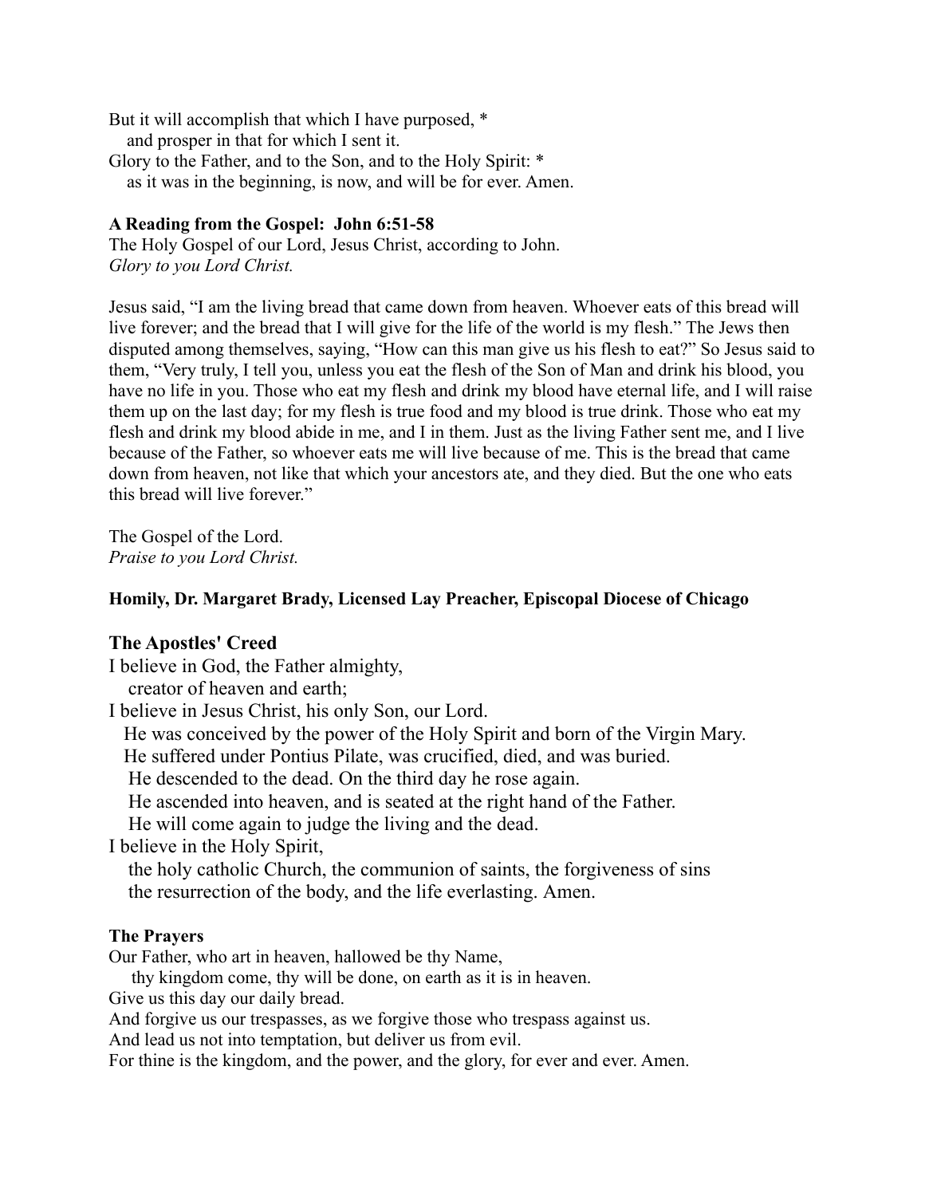But it will accomplish that which I have purposed, *
  and prosper in that for which I sent it.
Glory to the Father, and to the Son, and to the Holy Spirit: *
  as it was in the beginning, is now, and will be for ever. Amen.

**A Reading from the Gospel: John 6:51-58**
The Holy Gospel of our Lord, Jesus Christ, according to John.
*Glory to you Lord Christ.*

Jesus said, "I am the living bread that came down from heaven. Whoever eats of this bread will live forever; and the bread that I will give for the life of the world is my flesh." The Jews then disputed among themselves, saying, "How can this man give us his flesh to eat?" So Jesus said to them, "Very truly, I tell you, unless you eat the flesh of the Son of Man and drink his blood, you have no life in you. Those who eat my flesh and drink my blood have eternal life, and I will raise them up on the last day; for my flesh is true food and my blood is true drink. Those who eat my flesh and drink my blood abide in me, and I in them. Just as the living Father sent me, and I live because of the Father, so whoever eats me will live because of me. This is the bread that came down from heaven, not like that which your ancestors ate, and they died. But the one who eats this bread will live forever."

The Gospel of the Lord.
*Praise to you Lord Christ.*

**Homily, Dr. Margaret Brady, Licensed Lay Preacher, Episcopal Diocese of Chicago**

### The Apostles' Creed

I believe in God, the Father almighty,
  creator of heaven and earth;
I believe in Jesus Christ, his only Son, our Lord.
  He was conceived by the power of the Holy Spirit and born of the Virgin Mary.
  He suffered under Pontius Pilate, was crucified, died, and was buried.
  He descended to the dead. On the third day he rose again.
  He ascended into heaven, and is seated at the right hand of the Father.
  He will come again to judge the living and the dead.
I believe in the Holy Spirit,
  the holy catholic Church, the communion of saints, the forgiveness of sins
  the resurrection of the body, and the life everlasting. Amen.

**The Prayers**
Our Father, who art in heaven, hallowed be thy Name,
  thy kingdom come, thy will be done, on earth as it is in heaven.
Give us this day our daily bread.
And forgive us our trespasses, as we forgive those who trespass against us.
And lead us not into temptation, but deliver us from evil.
For thine is the kingdom, and the power, and the glory, for ever and ever. Amen.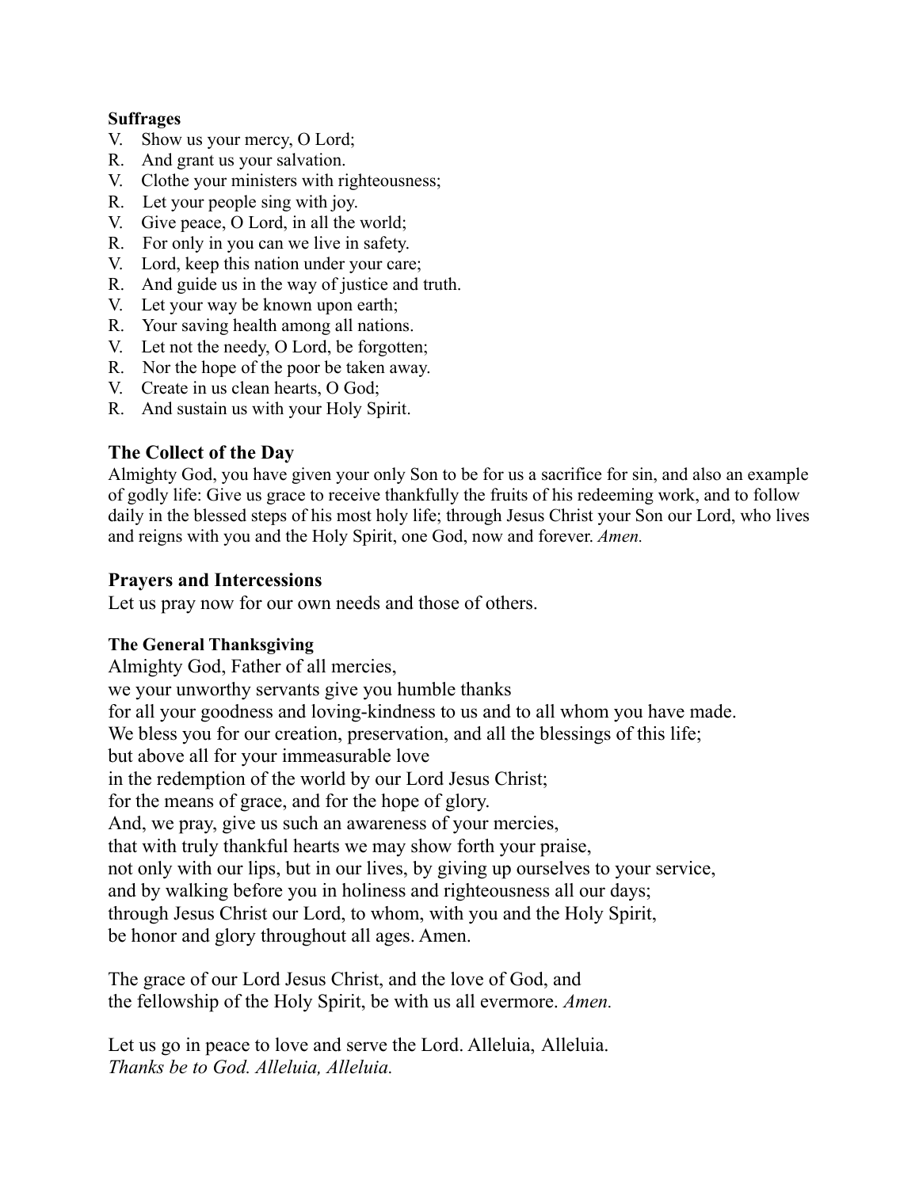**Suffrages**

V. Show us your mercy, O Lord;
R. And grant us your salvation.
V. Clothe your ministers with righteousness;
R. Let your people sing with joy.
V. Give peace, O Lord, in all the world;
R. For only in you can we live in safety.
V. Lord, keep this nation under your care;
R. And guide us in the way of justice and truth.
V. Let your way be known upon earth;
R. Your saving health among all nations.
V. Let not the needy, O Lord, be forgotten;
R. Nor the hope of the poor be taken away.
V. Create in us clean hearts, O God;
R. And sustain us with your Holy Spirit.

## The Collect of the Day

Almighty God, you have given your only Son to be for us a sacrifice for sin, and also an example of godly life: Give us grace to receive thankfully the fruits of his redeeming work, and to follow daily in the blessed steps of his most holy life; through Jesus Christ your Son our Lord, who lives and reigns with you and the Holy Spirit, one God, now and forever. *Amen.*

## Prayers and Intercessions

Let us pray now for our own needs and those of others.

**The General Thanksgiving**

Almighty God, Father of all mercies,
we your unworthy servants give you humble thanks
for all your goodness and loving-kindness to us and to all whom you have made.
We bless you for our creation, preservation, and all the blessings of this life;
but above all for your immeasurable love
in the redemption of the world by our Lord Jesus Christ;
for the means of grace, and for the hope of glory.
And, we pray, give us such an awareness of your mercies,
that with truly thankful hearts we may show forth your praise,
not only with our lips, but in our lives, by giving up ourselves to your service,
and by walking before you in holiness and righteousness all our days;
through Jesus Christ our Lord, to whom, with you and the Holy Spirit,
be honor and glory throughout all ages. Amen.

The grace of our Lord Jesus Christ, and the love of God, and
the fellowship of the Holy Spirit, be with us all evermore. *Amen.*

Let us go in peace to love and serve the Lord. Alleluia, Alleluia.
*Thanks be to God. Alleluia, Alleluia.*